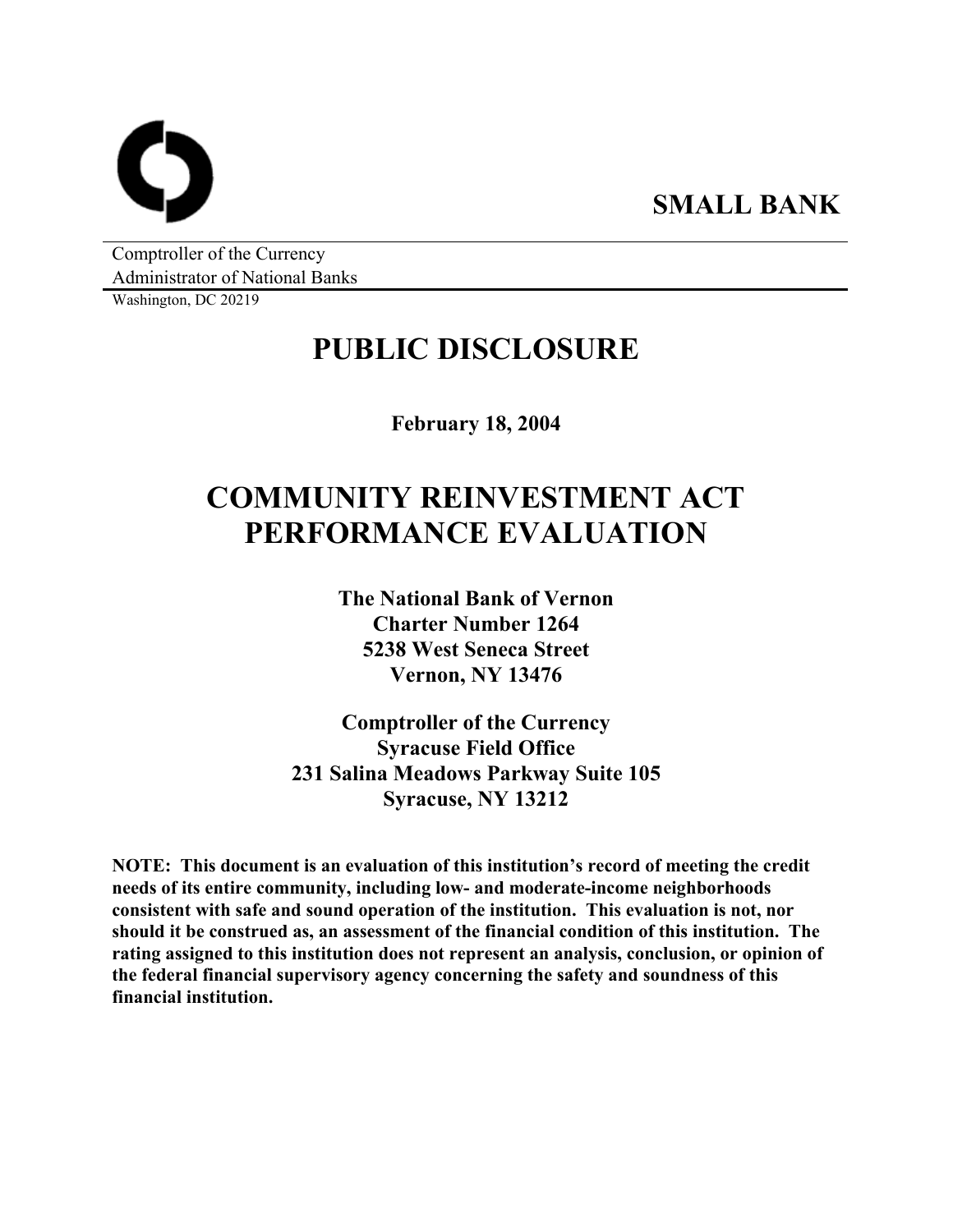**SMALL BANK**

Comptroller of the Currency
Administrator of National Banks
Washington, DC 20219

# PUBLIC DISCLOSURE

**February 18, 2004**

# COMMUNITY REINVESTMENT ACT PERFORMANCE EVALUATION

**The National Bank of Vernon**
**Charter Number 1264**
**5238 West Seneca Street**
**Vernon, NY 13476**

**Comptroller of the Currency**
**Syracuse Field Office**
**231 Salina Meadows Parkway Suite 105**
**Syracuse, NY 13212**

**NOTE: This document is an evaluation of this institution's record of meeting the credit needs of its entire community, including low- and moderate-income neighborhoods consistent with safe and sound operation of the institution. This evaluation is not, nor should it be construed as, an assessment of the financial condition of this institution. The rating assigned to this institution does not represent an analysis, conclusion, or opinion of the federal financial supervisory agency concerning the safety and soundness of this financial institution.**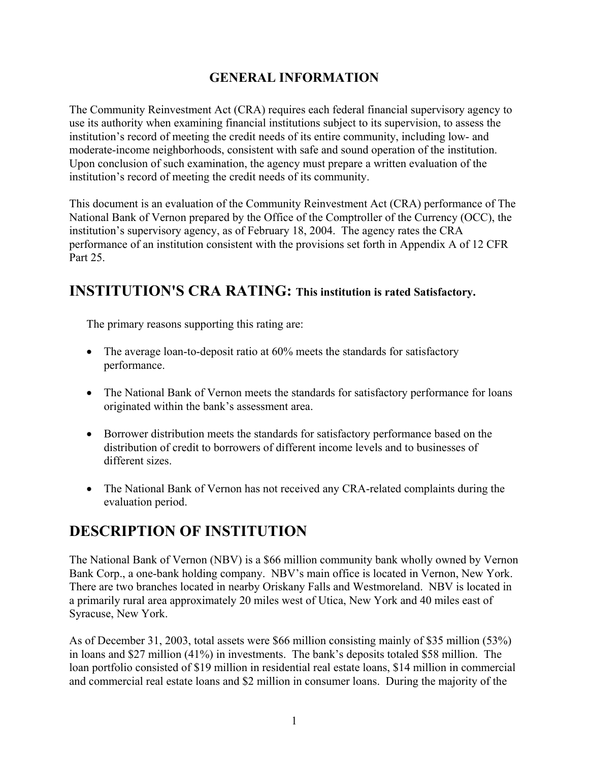## GENERAL INFORMATION

The Community Reinvestment Act (CRA) requires each federal financial supervisory agency to use its authority when examining financial institutions subject to its supervision, to assess the institution's record of meeting the credit needs of its entire community, including low- and moderate-income neighborhoods, consistent with safe and sound operation of the institution. Upon conclusion of such examination, the agency must prepare a written evaluation of the institution's record of meeting the credit needs of its community.

This document is an evaluation of the Community Reinvestment Act (CRA) performance of The National Bank of Vernon prepared by the Office of the Comptroller of the Currency (OCC), the institution's supervisory agency, as of February 18, 2004. The agency rates the CRA performance of an institution consistent with the provisions set forth in Appendix A of 12 CFR Part 25.

# INSTITUTION'S CRA RATING: This institution is rated Satisfactory.

The primary reasons supporting this rating are:

- The average loan-to-deposit ratio at 60% meets the standards for satisfactory performance.
- The National Bank of Vernon meets the standards for satisfactory performance for loans originated within the bank's assessment area.
- Borrower distribution meets the standards for satisfactory performance based on the distribution of credit to borrowers of different income levels and to businesses of different sizes.
- The National Bank of Vernon has not received any CRA-related complaints during the evaluation period.

# DESCRIPTION OF INSTITUTION

The National Bank of Vernon (NBV) is a $66 million community bank wholly owned by Vernon Bank Corp., a one-bank holding company. NBV's main office is located in Vernon, New York. There are two branches located in nearby Oriskany Falls and Westmoreland. NBV is located in a primarily rural area approximately 20 miles west of Utica, New York and 40 miles east of Syracuse, New York.

As of December 31, 2003, total assets were $66 million consisting mainly of $35 million (53%) in loans and $27 million (41%) in investments. The bank's deposits totaled $58 million. The loan portfolio consisted of $19 million in residential real estate loans, $14 million in commercial and commercial real estate loans and $2 million in consumer loans. During the majority of the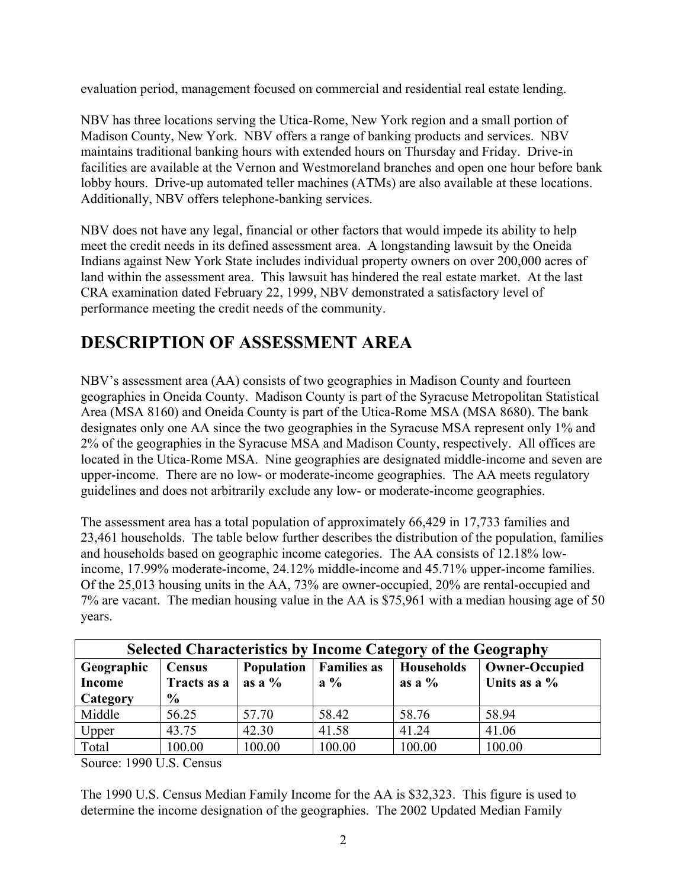evaluation period, management focused on commercial and residential real estate lending.

NBV has three locations serving the Utica-Rome, New York region and a small portion of Madison County, New York. NBV offers a range of banking products and services. NBV maintains traditional banking hours with extended hours on Thursday and Friday. Drive-in facilities are available at the Vernon and Westmoreland branches and open one hour before bank lobby hours. Drive-up automated teller machines (ATMs) are also available at these locations. Additionally, NBV offers telephone-banking services.

NBV does not have any legal, financial or other factors that would impede its ability to help meet the credit needs in its defined assessment area. A longstanding lawsuit by the Oneida Indians against New York State includes individual property owners on over 200,000 acres of land within the assessment area. This lawsuit has hindered the real estate market. At the last CRA examination dated February 22, 1999, NBV demonstrated a satisfactory level of performance meeting the credit needs of the community.

# DESCRIPTION OF ASSESSMENT AREA

NBV's assessment area (AA) consists of two geographies in Madison County and fourteen geographies in Oneida County. Madison County is part of the Syracuse Metropolitan Statistical Area (MSA 8160) and Oneida County is part of the Utica-Rome MSA (MSA 8680). The bank designates only one AA since the two geographies in the Syracuse MSA represent only 1% and 2% of the geographies in the Syracuse MSA and Madison County, respectively. All offices are located in the Utica-Rome MSA. Nine geographies are designated middle-income and seven are upper-income. There are no low- or moderate-income geographies. The AA meets regulatory guidelines and does not arbitrarily exclude any low- or moderate-income geographies.

The assessment area has a total population of approximately 66,429 in 17,733 families and 23,461 households. The table below further describes the distribution of the population, families and households based on geographic income categories. The AA consists of 12.18% low-income, 17.99% moderate-income, 24.12% middle-income and 45.71% upper-income families. Of the 25,013 housing units in the AA, 73% are owner-occupied, 20% are rental-occupied and 7% are vacant. The median housing value in the AA is $75,961 with a median housing age of 50 years.

| Selected Characteristics by Income Category of the Geography | | | | | |
|---|---|---|---|---|---|
| **Geographic Income Category** | **Census Tracts as a %** | **Population as a %** | **Families as a %** | **Households as a %** | **Owner-Occupied Units as a %** |
| Middle | 56.25 | 57.70 | 58.42 | 58.76 | 58.94 |
| Upper | 43.75 | 42.30 | 41.58 | 41.24 | 41.06 |
| Total | 100.00 | 100.00 | 100.00 | 100.00 | 100.00 |

Source: 1990 U.S. Census

The 1990 U.S. Census Median Family Income for the AA is $32,323. This figure is used to determine the income designation of the geographies. The 2002 Updated Median Family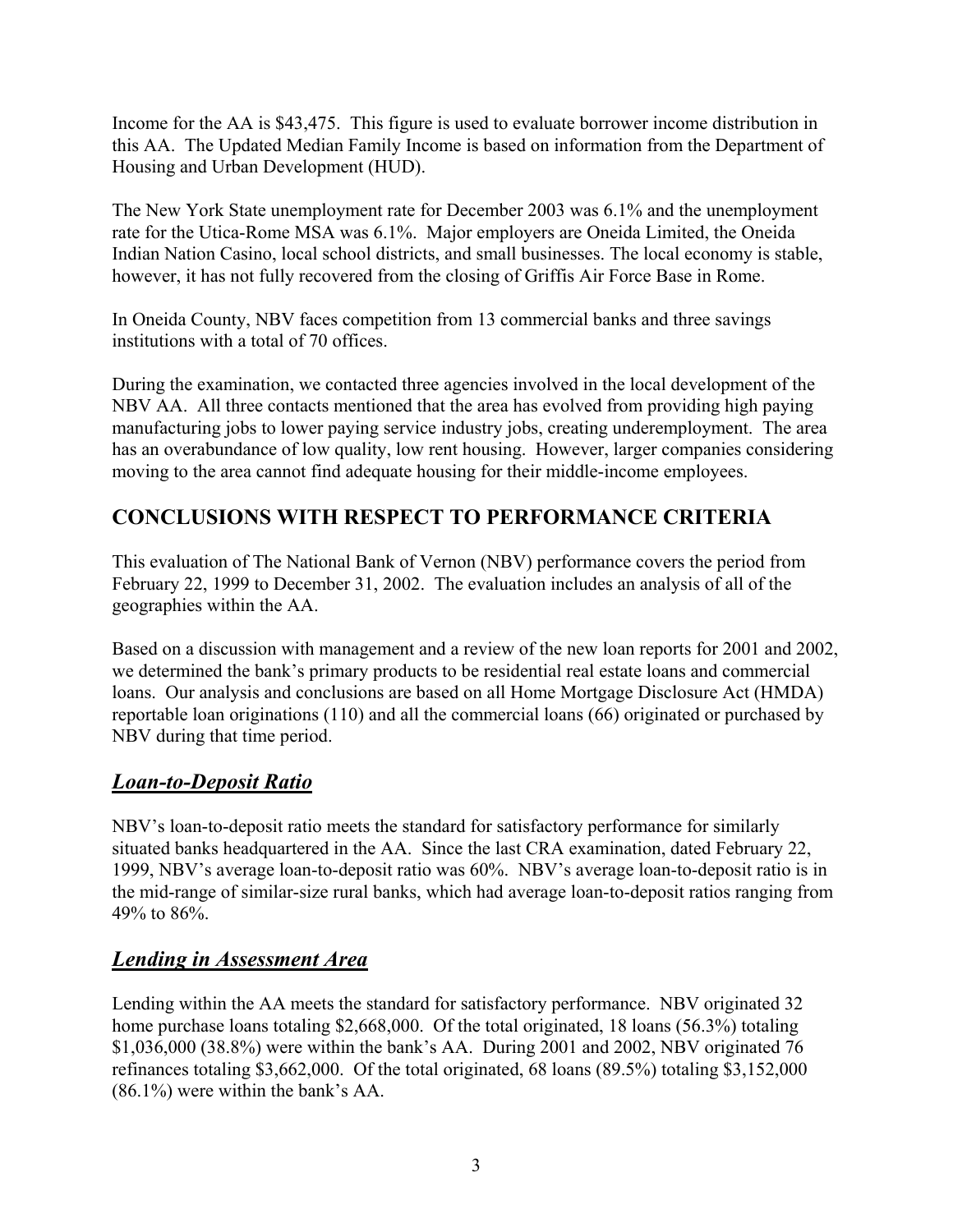Income for the AA is $43,475. This figure is used to evaluate borrower income distribution in this AA. The Updated Median Family Income is based on information from the Department of Housing and Urban Development (HUD).

The New York State unemployment rate for December 2003 was 6.1% and the unemployment rate for the Utica-Rome MSA was 6.1%. Major employers are Oneida Limited, the Oneida Indian Nation Casino, local school districts, and small businesses. The local economy is stable, however, it has not fully recovered from the closing of Griffis Air Force Base in Rome.

In Oneida County, NBV faces competition from 13 commercial banks and three savings institutions with a total of 70 offices.

During the examination, we contacted three agencies involved in the local development of the NBV AA. All three contacts mentioned that the area has evolved from providing high paying manufacturing jobs to lower paying service industry jobs, creating underemployment. The area has an overabundance of low quality, low rent housing. However, larger companies considering moving to the area cannot find adequate housing for their middle-income employees.

## CONCLUSIONS WITH RESPECT TO PERFORMANCE CRITERIA

This evaluation of The National Bank of Vernon (NBV) performance covers the period from February 22, 1999 to December 31, 2002. The evaluation includes an analysis of all of the geographies within the AA.

Based on a discussion with management and a review of the new loan reports for 2001 and 2002, we determined the bank's primary products to be residential real estate loans and commercial loans. Our analysis and conclusions are based on all Home Mortgage Disclosure Act (HMDA) reportable loan originations (110) and all the commercial loans (66) originated or purchased by NBV during that time period.

### ***Loan-to-Deposit Ratio***

NBV's loan-to-deposit ratio meets the standard for satisfactory performance for similarly situated banks headquartered in the AA. Since the last CRA examination, dated February 22, 1999, NBV's average loan-to-deposit ratio was 60%. NBV's average loan-to-deposit ratio is in the mid-range of similar-size rural banks, which had average loan-to-deposit ratios ranging from 49% to 86%.

### ***Lending in Assessment Area***

Lending within the AA meets the standard for satisfactory performance. NBV originated 32 home purchase loans totaling $2,668,000. Of the total originated, 18 loans (56.3%) totaling $1,036,000 (38.8%) were within the bank's AA. During 2001 and 2002, NBV originated 76 refinances totaling $3,662,000. Of the total originated, 68 loans (89.5%) totaling $3,152,000 (86.1%) were within the bank's AA.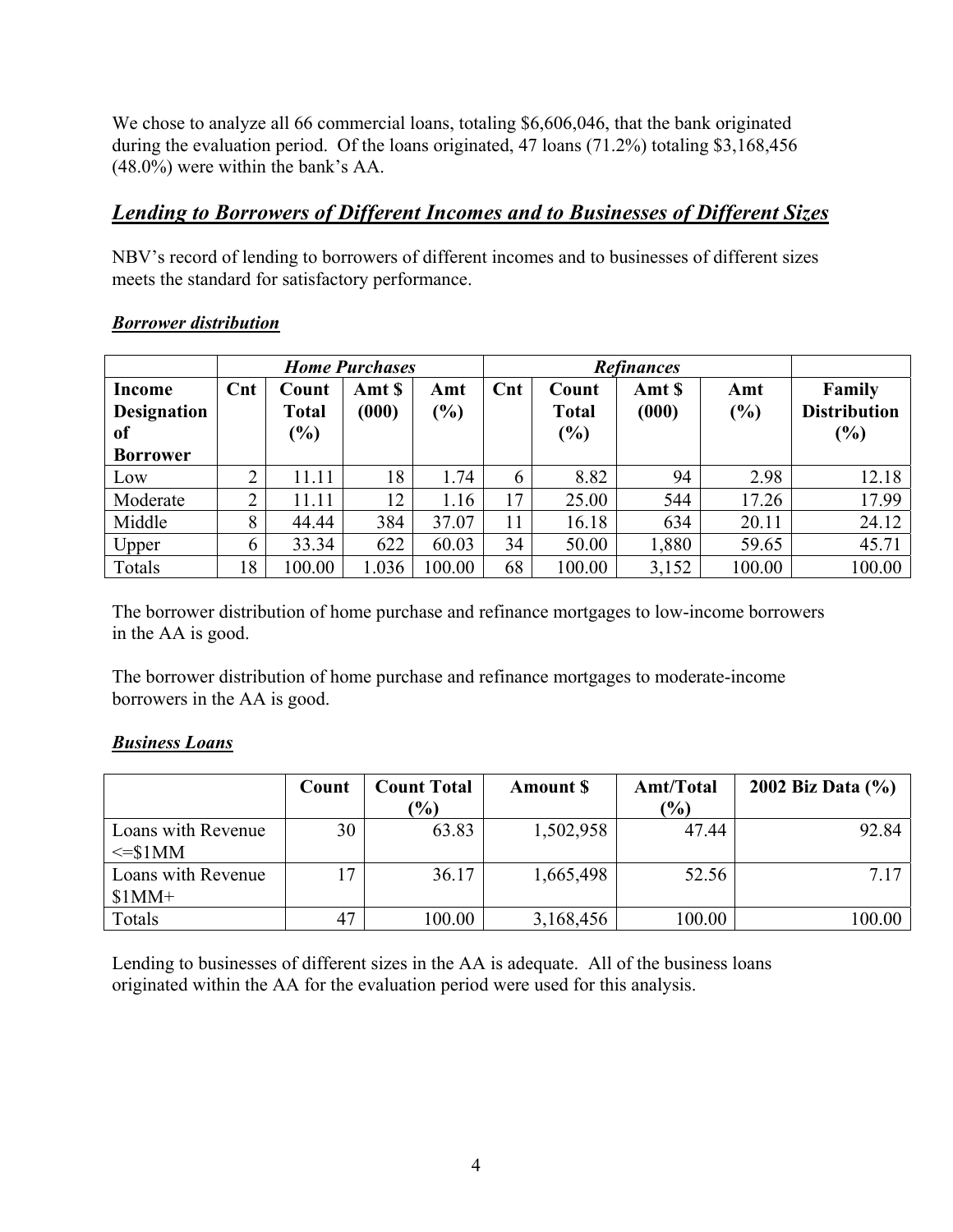We chose to analyze all 66 commercial loans, totaling $6,606,046, that the bank originated during the evaluation period. Of the loans originated, 47 loans (71.2%) totaling $3,168,456 (48.0%) were within the bank's AA.

## *Lending to Borrowers of Different Incomes and to Businesses of Different Sizes*

NBV's record of lending to borrowers of different incomes and to businesses of different sizes meets the standard for satisfactory performance.

### *Borrower distribution*

| | *Home Purchases* | | | | *Refinances* | | | | |
|---|---|---|---|---|---|---|---|---|---|
| **Income Designation of Borrower** | **Cnt** | **Count Total (%)** | **Amt $ (000)** | **Amt (%)** | **Cnt** | **Count Total (%)** | **Amt $ (000)** | **Amt (%)** | **Family Distribution (%)** |
| Low | 2 | 11.11 | 18 | 1.74 | 6 | 8.82 | 94 | 2.98 | 12.18 |
| Moderate | 2 | 11.11 | 12 | 1.16 | 17 | 25.00 | 544 | 17.26 | 17.99 |
| Middle | 8 | 44.44 | 384 | 37.07 | 11 | 16.18 | 634 | 20.11 | 24.12 |
| Upper | 6 | 33.34 | 622 | 60.03 | 34 | 50.00 | 1,880 | 59.65 | 45.71 |
| Totals | 18 | 100.00 | 1.036 | 100.00 | 68 | 100.00 | 3,152 | 100.00 | 100.00 |

The borrower distribution of home purchase and refinance mortgages to low-income borrowers in the AA is good.

The borrower distribution of home purchase and refinance mortgages to moderate-income borrowers in the AA is good.

### *Business Loans*

| | **Count** | **Count Total (%)** | **Amount $** | **Amt/Total (%)** | **2002 Biz Data (%)** |
|---|---|---|---|---|---|
| Loans with Revenue <=$1MM | 30 | 63.83 | 1,502,958 | 47.44 | 92.84 |
| Loans with Revenue $1MM+ | 17 | 36.17 | 1,665,498 | 52.56 | 7.17 |
| Totals | 47 | 100.00 | 3,168,456 | 100.00 | 100.00 |

Lending to businesses of different sizes in the AA is adequate. All of the business loans originated within the AA for the evaluation period were used for this analysis.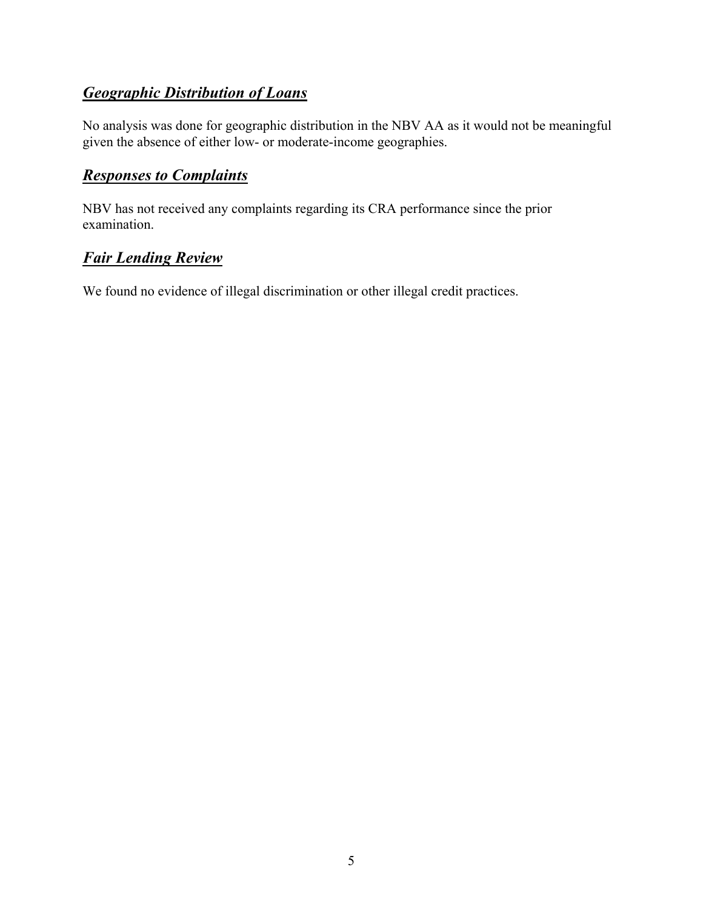## ***Geographic Distribution of Loans***

No analysis was done for geographic distribution in the NBV AA as it would not be meaningful given the absence of either low- or moderate-income geographies.

## ***Responses to Complaints***

NBV has not received any complaints regarding its CRA performance since the prior examination.

## ***Fair Lending Review***

We found no evidence of illegal discrimination or other illegal credit practices.